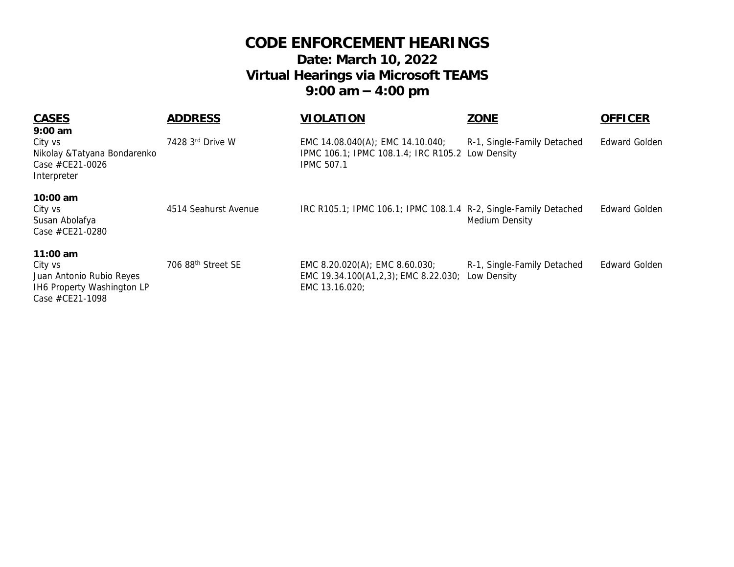# CODE ENFORCEMENT HEARINGS

## Date: March 10, 2022

## Virtual Hearings via Microsoft TEAMS

## 9:00 am – 4:00 pm

| CASES | ADDRESS | VIOLATION | ZONE | OFFICER |
|---|---|---|---|---|
| **9:00 am**<br>City vs<br>Nikolay &Tatyana Bondarenko<br>Case #CE21-0026<br>Interpreter | 7428 3rd Drive W | EMC 14.08.040(A); EMC 14.10.040; IPMC 106.1; IPMC 108.1.4; IRC R105.2 IPMC 507.1 | R-1, Single-Family Detached Low Density | Edward Golden |
| **10:00 am**<br>City vs<br>Susan Abolafya<br>Case #CE21-0280 | 4514 Seahurst Avenue | IRC R105.1; IPMC 106.1; IPMC 108.1.4 | R-2, Single-Family Detached Medium Density | Edward Golden |
| **11:00 am**<br>City vs<br>Juan Antonio Rubio Reyes<br>IH6 Property Washington LP<br>Case #CE21-1098 | 706 88th Street SE | EMC 8.20.020(A); EMC 8.60.030; EMC 19.34.100(A1,2,3); EMC 8.22.030; EMC 13.16.020; | R-1, Single-Family Detached Low Density | Edward Golden |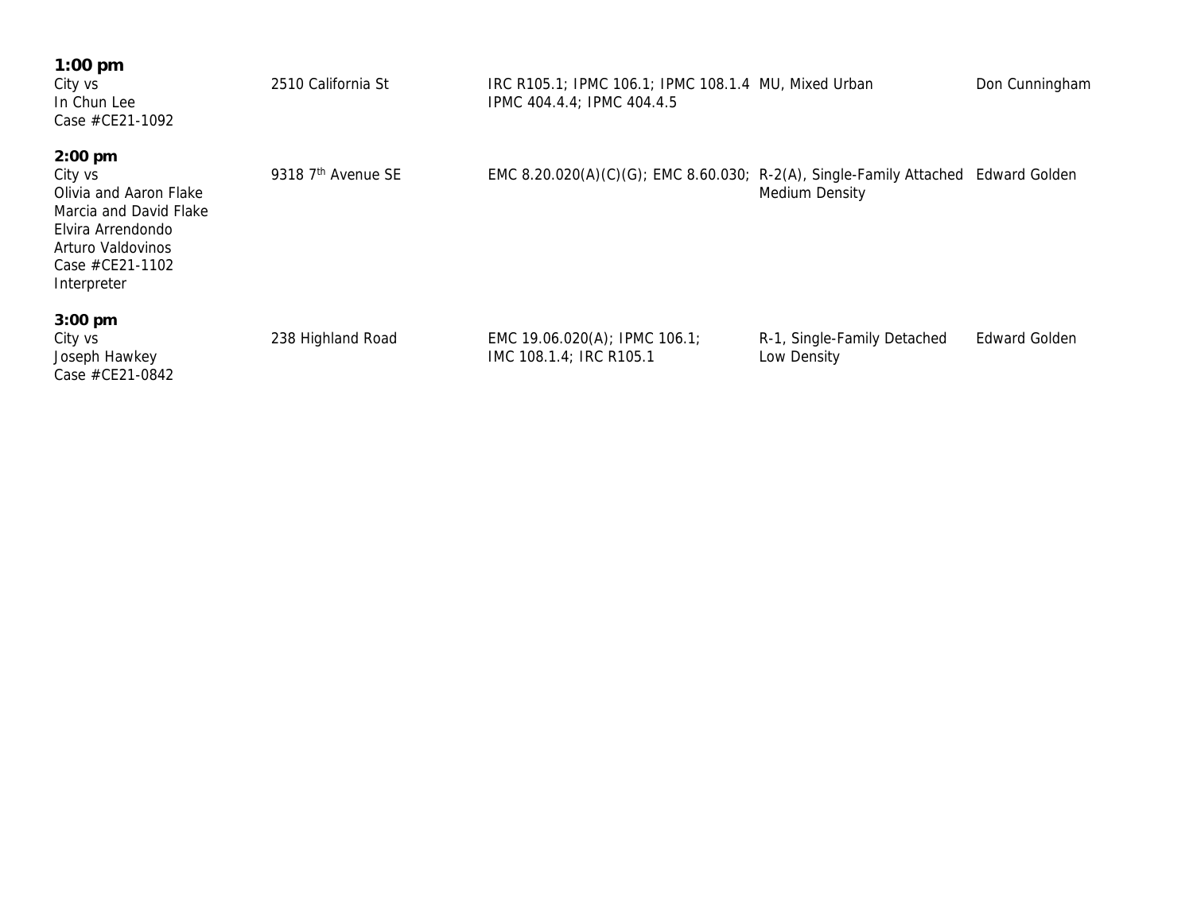| | | | | |
|---|---|---|---|---|
| **1:00 pm**<br>City vs<br>In Chun Lee<br>Case #CE21-1092 | 2510 California St | IRC R105.1; IPMC 106.1; IPMC 108.1.4 IPMC 404.4.4; IPMC 404.4.5 | MU, Mixed Urban | Don Cunningham |
| **2:00 pm**<br>City vs<br>Olivia and Aaron Flake<br>Marcia and David Flake<br>Elvira Arrendondo<br>Arturo Valdovinos<br>Case #CE21-1102<br>Interpreter | 9318 7th Avenue SE | EMC 8.20.020(A)(C)(G); EMC 8.60.030; | R-2(A), Single-Family Attached Medium Density | Edward Golden |
| **3:00 pm**<br>City vs<br>Joseph Hawkey<br>Case #CE21-0842 | 238 Highland Road | EMC 19.06.020(A); IPMC 106.1; IMC 108.1.4; IRC R105.1 | R-1, Single-Family Detached Low Density | Edward Golden |